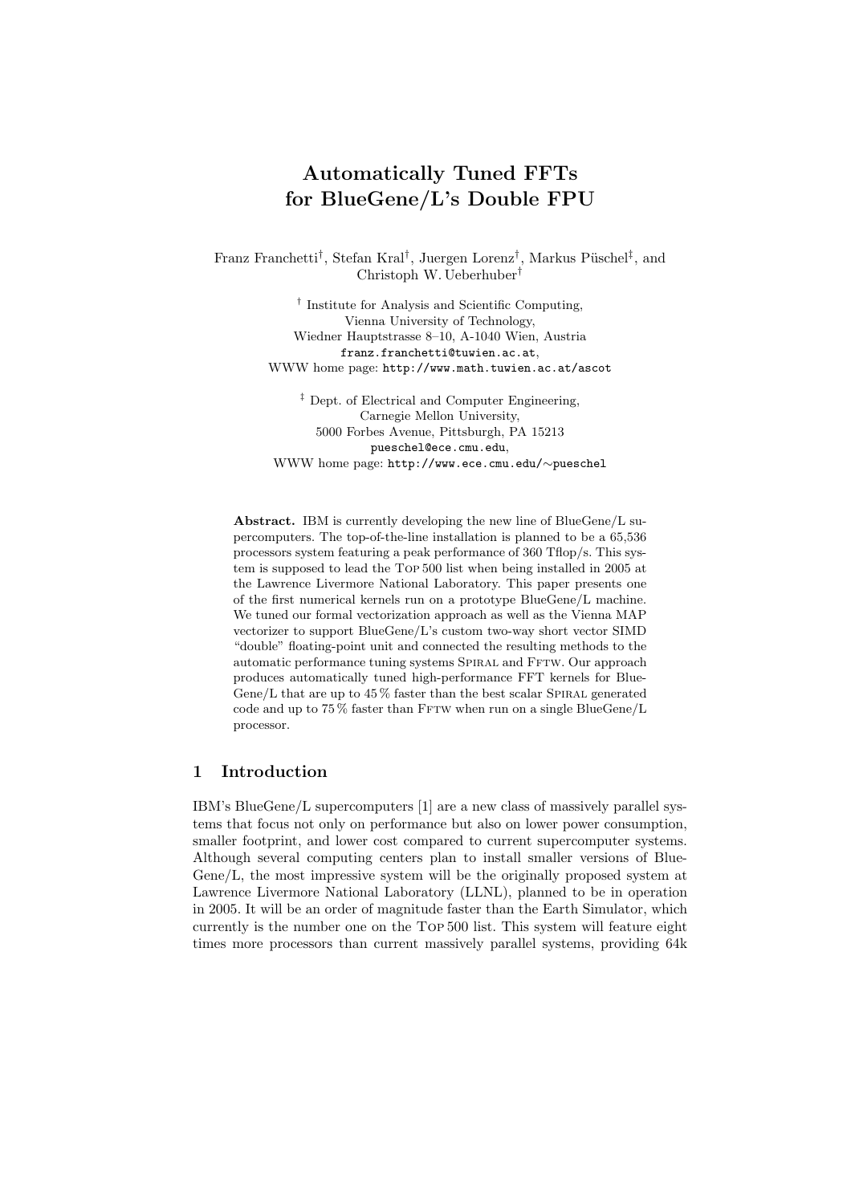# Automatically Tuned FFTs for BlueGene/L's Double FPU

Franz Franchetti[†], Stefan Kral[†], Juergen Lorenz[†], Markus Püschel[‡], and Christoph W. Ueberhuber[†]

[†] Institute for Analysis and Scientific Computing,
Vienna University of Technology,
Wiedner Hauptstrasse 8–10, A-1040 Wien, Austria
franz.franchetti@tuwien.ac.at,
WWW home page: http://www.math.tuwien.ac.at/ascot

[‡] Dept. of Electrical and Computer Engineering,
Carnegie Mellon University,
5000 Forbes Avenue, Pittsburgh, PA 15213
pueschel@ece.cmu.edu,
WWW home page: http://www.ece.cmu.edu/∼pueschel

**Abstract.** IBM is currently developing the new line of BlueGene/L supercomputers. The top-of-the-line installation is planned to be a 65,536 processors system featuring a peak performance of 360 Tflop/s. This system is supposed to lead the Top 500 list when being installed in 2005 at the Lawrence Livermore National Laboratory. This paper presents one of the first numerical kernels run on a prototype BlueGene/L machine. We tuned our formal vectorization approach as well as the Vienna MAP vectorizer to support BlueGene/L's custom two-way short vector SIMD "double" floating-point unit and connected the resulting methods to the automatic performance tuning systems Spiral and Fftw. Our approach produces automatically tuned high-performance FFT kernels for BlueGene/L that are up to 45 % faster than the best scalar Spiral generated code and up to 75 % faster than Fftw when run on a single BlueGene/L processor.

## 1 Introduction

IBM's BlueGene/L supercomputers [1] are a new class of massively parallel systems that focus not only on performance but also on lower power consumption, smaller footprint, and lower cost compared to current supercomputer systems. Although several computing centers plan to install smaller versions of BlueGene/L, the most impressive system will be the originally proposed system at Lawrence Livermore National Laboratory (LLNL), planned to be in operation in 2005. It will be an order of magnitude faster than the Earth Simulator, which currently is the number one on the Top 500 list. This system will feature eight times more processors than current massively parallel systems, providing 64k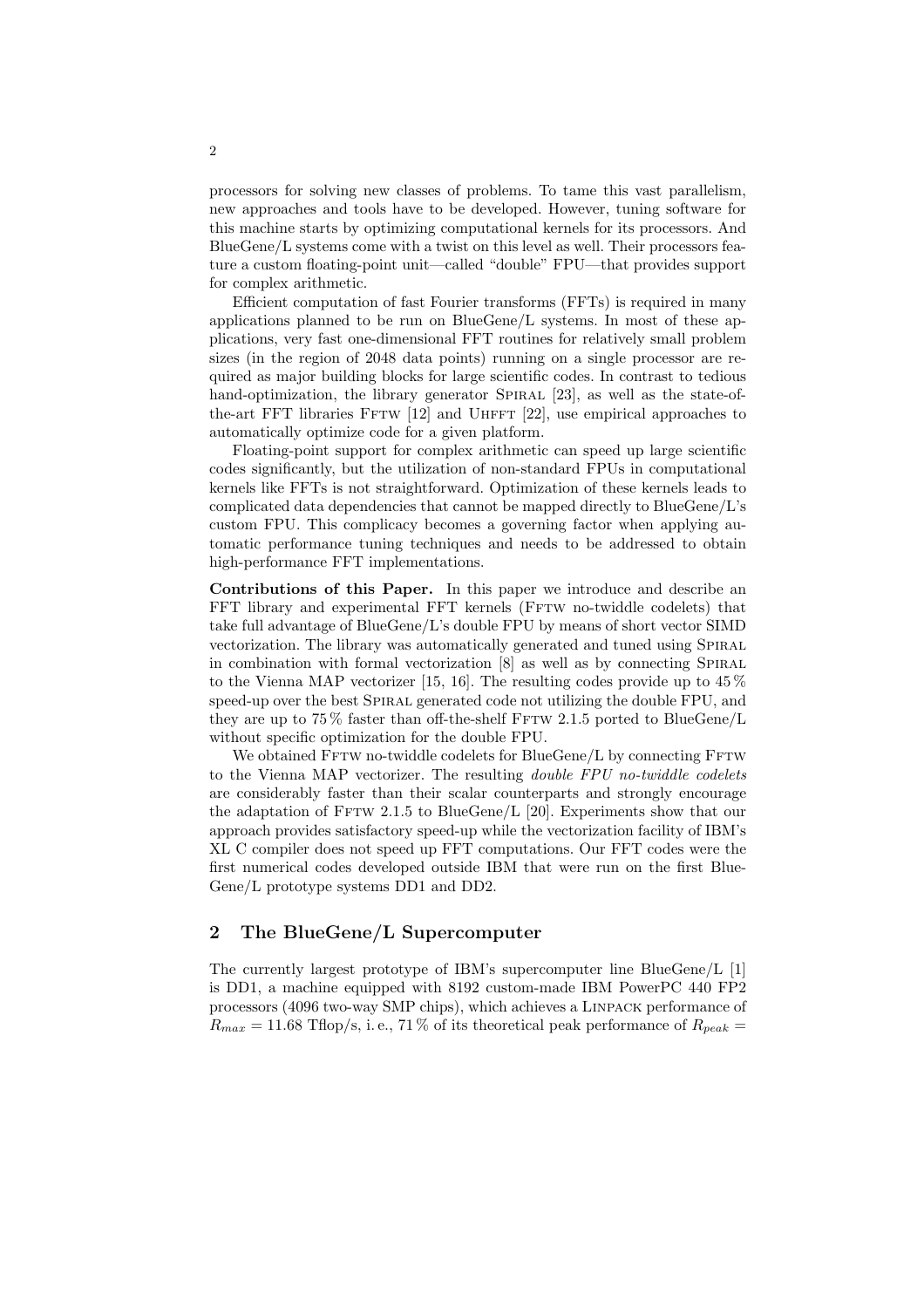processors for solving new classes of problems. To tame this vast parallelism, new approaches and tools have to be developed. However, tuning software for this machine starts by optimizing computational kernels for its processors. And BlueGene/L systems come with a twist on this level as well. Their processors feature a custom floating-point unit—called "double" FPU—that provides support for complex arithmetic.

Efficient computation of fast Fourier transforms (FFTs) is required in many applications planned to be run on BlueGene/L systems. In most of these applications, very fast one-dimensional FFT routines for relatively small problem sizes (in the region of 2048 data points) running on a single processor are required as major building blocks for large scientific codes. In contrast to tedious hand-optimization, the library generator Spiral [23], as well as the state-of-the-art FFT libraries Fftw [12] and Uhfft [22], use empirical approaches to automatically optimize code for a given platform.

Floating-point support for complex arithmetic can speed up large scientific codes significantly, but the utilization of non-standard FPUs in computational kernels like FFTs is not straightforward. Optimization of these kernels leads to complicated data dependencies that cannot be mapped directly to BlueGene/L's custom FPU. This complicacy becomes a governing factor when applying automatic performance tuning techniques and needs to be addressed to obtain high-performance FFT implementations.

**Contributions of this Paper.** In this paper we introduce and describe an FFT library and experimental FFT kernels (Fftw no-twiddle codelets) that take full advantage of BlueGene/L's double FPU by means of short vector SIMD vectorization. The library was automatically generated and tuned using Spiral in combination with formal vectorization [8] as well as by connecting Spiral to the Vienna MAP vectorizer [15, 16]. The resulting codes provide up to 45 % speed-up over the best Spiral generated code not utilizing the double FPU, and they are up to 75 % faster than off-the-shelf Fftw 2.1.5 ported to BlueGene/L without specific optimization for the double FPU.

We obtained Fftw no-twiddle codelets for BlueGene/L by connecting Fftw to the Vienna MAP vectorizer. The resulting *double FPU no-twiddle codelets* are considerably faster than their scalar counterparts and strongly encourage the adaptation of Fftw 2.1.5 to BlueGene/L [20]. Experiments show that our approach provides satisfactory speed-up while the vectorization facility of IBM's XL C compiler does not speed up FFT computations. Our FFT codes were the first numerical codes developed outside IBM that were run on the first BlueGene/L prototype systems DD1 and DD2.

## 2 The BlueGene/L Supercomputer

The currently largest prototype of IBM's supercomputer line BlueGene/L [1] is DD1, a machine equipped with 8192 custom-made IBM PowerPC 440 FP2 processors (4096 two-way SMP chips), which achieves a Linpack performance of $R_{max} = 11.68$ Tflop/s, i. e., 71 % of its theoretical peak performance of $R_{peak} =$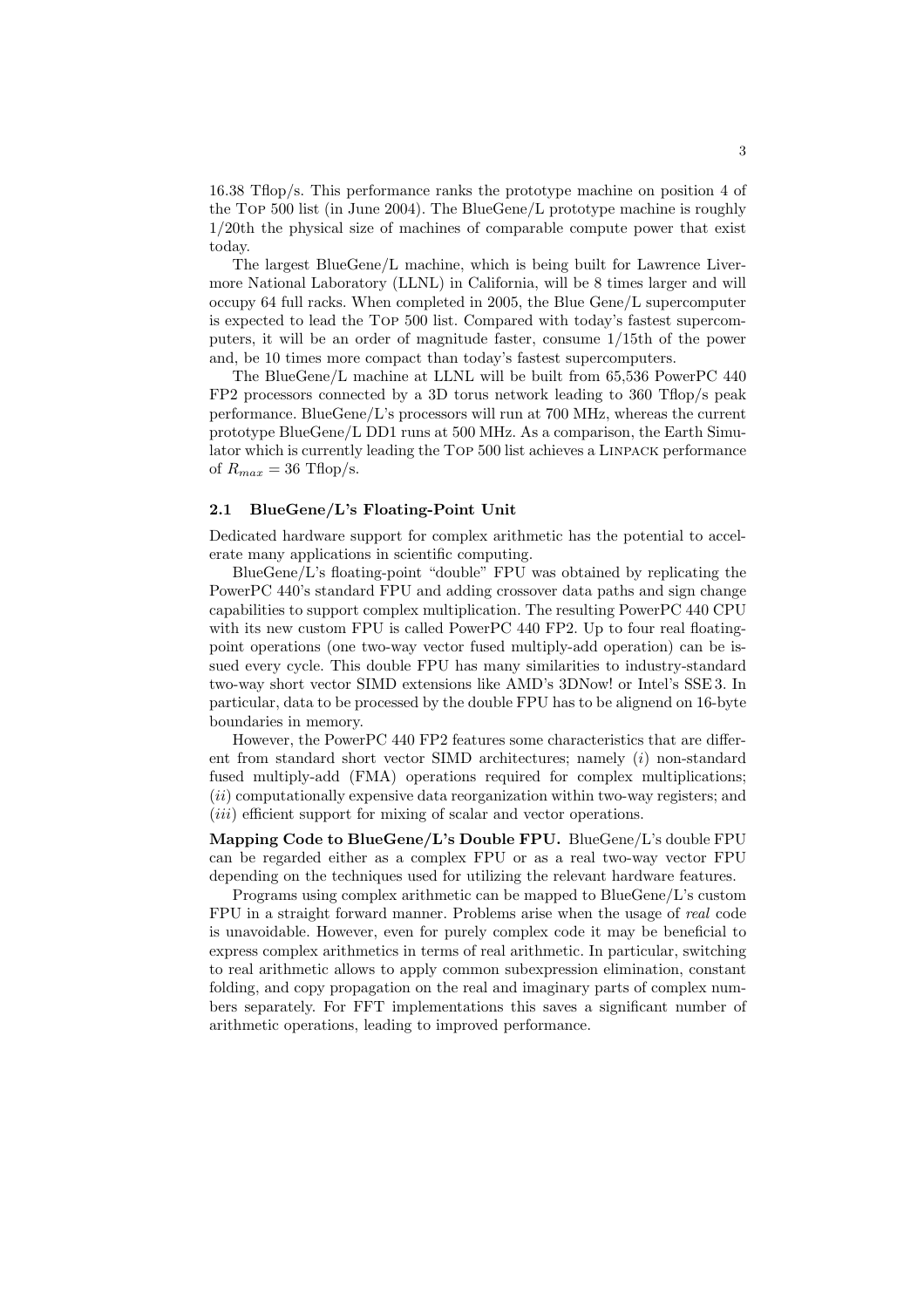16.38 Tflop/s. This performance ranks the prototype machine on position 4 of the Top 500 list (in June 2004). The BlueGene/L prototype machine is roughly 1/20th the physical size of machines of comparable compute power that exist today.

The largest BlueGene/L machine, which is being built for Lawrence Livermore National Laboratory (LLNL) in California, will be 8 times larger and will occupy 64 full racks. When completed in 2005, the Blue Gene/L supercomputer is expected to lead the Top 500 list. Compared with today's fastest supercomputers, it will be an order of magnitude faster, consume 1/15th of the power and, be 10 times more compact than today's fastest supercomputers.

The BlueGene/L machine at LLNL will be built from 65,536 PowerPC 440 FP2 processors connected by a 3D torus network leading to 360 Tflop/s peak performance. BlueGene/L's processors will run at 700 MHz, whereas the current prototype BlueGene/L DD1 runs at 500 MHz. As a comparison, the Earth Simulator which is currently leading the Top 500 list achieves a Linpack performance of $R_{max} = 36$ Tflop/s.

### 2.1 BlueGene/L's Floating-Point Unit

Dedicated hardware support for complex arithmetic has the potential to accelerate many applications in scientific computing.

BlueGene/L's floating-point "double" FPU was obtained by replicating the PowerPC 440's standard FPU and adding crossover data paths and sign change capabilities to support complex multiplication. The resulting PowerPC 440 CPU with its new custom FPU is called PowerPC 440 FP2. Up to four real floating-point operations (one two-way vector fused multiply-add operation) can be issued every cycle. This double FPU has many similarities to industry-standard two-way short vector SIMD extensions like AMD's 3DNow! or Intel's SSE 3. In particular, data to be processed by the double FPU has to be alignend on 16-byte boundaries in memory.

However, the PowerPC 440 FP2 features some characteristics that are different from standard short vector SIMD architectures; namely (*i*) non-standard fused multiply-add (FMA) operations required for complex multiplications; (*ii*) computationally expensive data reorganization within two-way registers; and (*iii*) efficient support for mixing of scalar and vector operations.

**Mapping Code to BlueGene/L's Double FPU.** BlueGene/L's double FPU can be regarded either as a complex FPU or as a real two-way vector FPU depending on the techniques used for utilizing the relevant hardware features.

Programs using complex arithmetic can be mapped to BlueGene/L's custom FPU in a straight forward manner. Problems arise when the usage of *real* code is unavoidable. However, even for purely complex code it may be beneficial to express complex arithmetics in terms of real arithmetic. In particular, switching to real arithmetic allows to apply common subexpression elimination, constant folding, and copy propagation on the real and imaginary parts of complex numbers separately. For FFT implementations this saves a significant number of arithmetic operations, leading to improved performance.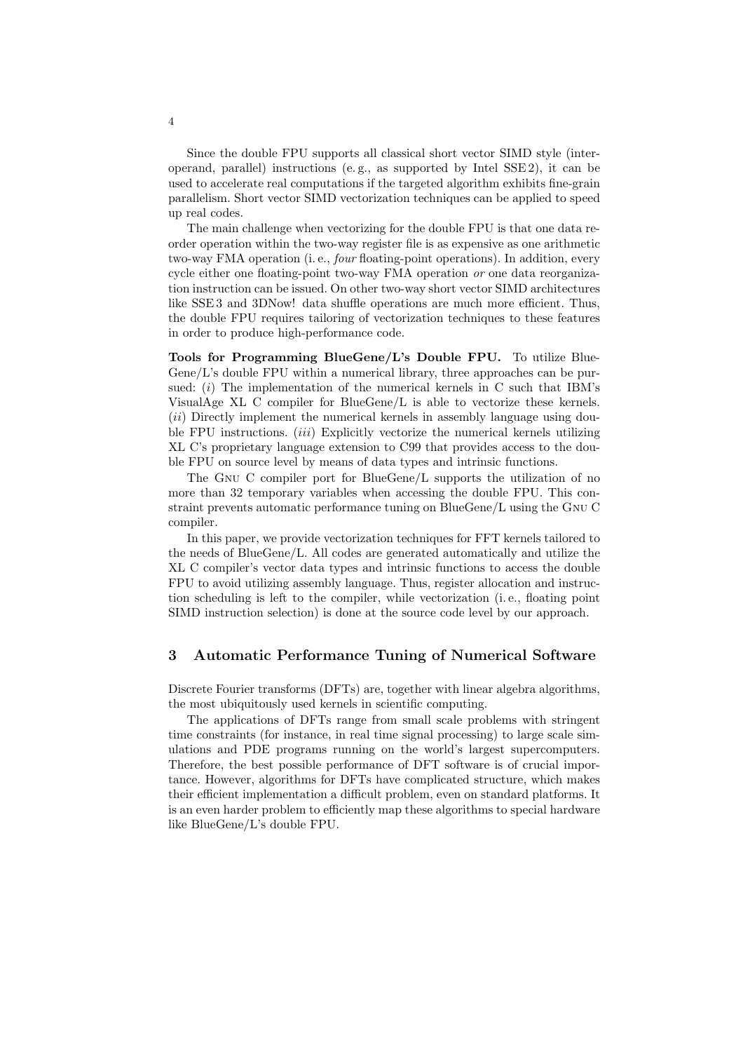Since the double FPU supports all classical short vector SIMD style (inter-operand, parallel) instructions (e. g., as supported by Intel SSE 2), it can be used to accelerate real computations if the targeted algorithm exhibits fine-grain parallelism. Short vector SIMD vectorization techniques can be applied to speed up real codes.

The main challenge when vectorizing for the double FPU is that one data reorder operation within the two-way register file is as expensive as one arithmetic two-way FMA operation (i. e., *four* floating-point operations). In addition, every cycle either one floating-point two-way FMA operation *or* one data reorganization instruction can be issued. On other two-way short vector SIMD architectures like SSE 3 and 3DNow! data shuffle operations are much more efficient. Thus, the double FPU requires tailoring of vectorization techniques to these features in order to produce high-performance code.

**Tools for Programming BlueGene/L's Double FPU.** To utilize BlueGene/L's double FPU within a numerical library, three approaches can be pursued: (*i*) The implementation of the numerical kernels in C such that IBM's VisualAge XL C compiler for BlueGene/L is able to vectorize these kernels. (*ii*) Directly implement the numerical kernels in assembly language using double FPU instructions. (*iii*) Explicitly vectorize the numerical kernels utilizing XL C's proprietary language extension to C99 that provides access to the double FPU on source level by means of data types and intrinsic functions.

The Gnu C compiler port for BlueGene/L supports the utilization of no more than 32 temporary variables when accessing the double FPU. This constraint prevents automatic performance tuning on BlueGene/L using the Gnu C compiler.

In this paper, we provide vectorization techniques for FFT kernels tailored to the needs of BlueGene/L. All codes are generated automatically and utilize the XL C compiler's vector data types and intrinsic functions to access the double FPU to avoid utilizing assembly language. Thus, register allocation and instruction scheduling is left to the compiler, while vectorization (i. e., floating point SIMD instruction selection) is done at the source code level by our approach.

## 3 Automatic Performance Tuning of Numerical Software

Discrete Fourier transforms (DFTs) are, together with linear algebra algorithms, the most ubiquitously used kernels in scientific computing.

The applications of DFTs range from small scale problems with stringent time constraints (for instance, in real time signal processing) to large scale simulations and PDE programs running on the world's largest supercomputers. Therefore, the best possible performance of DFT software is of crucial importance. However, algorithms for DFTs have complicated structure, which makes their efficient implementation a difficult problem, even on standard platforms. It is an even harder problem to efficiently map these algorithms to special hardware like BlueGene/L's double FPU.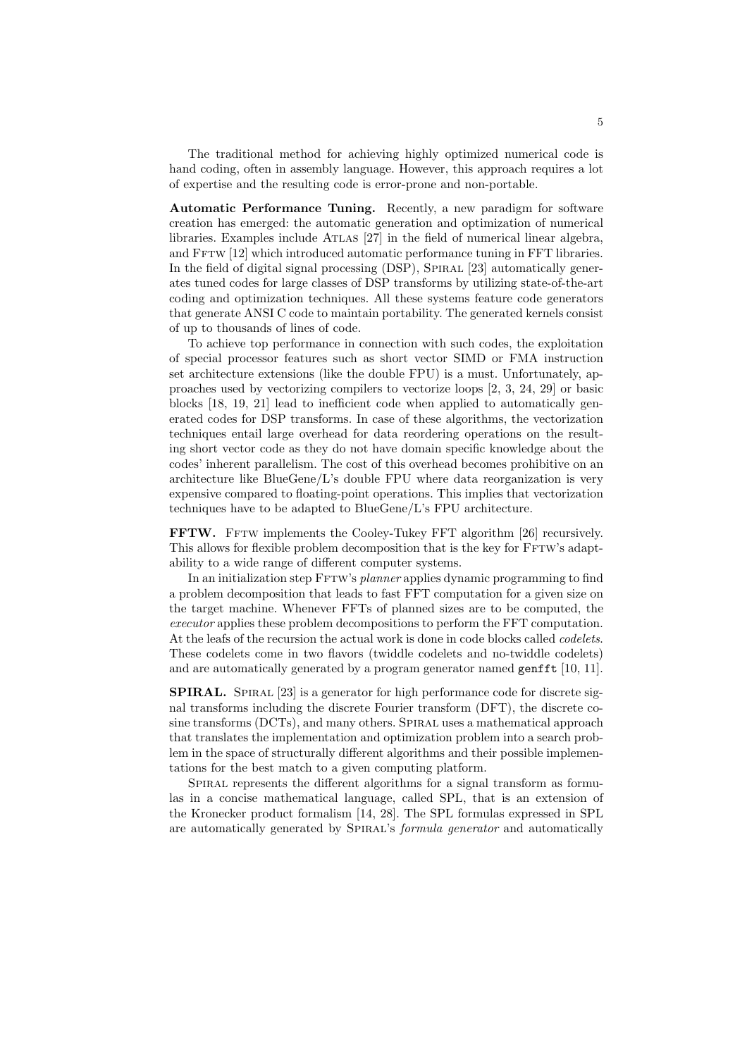The traditional method for achieving highly optimized numerical code is hand coding, often in assembly language. However, this approach requires a lot of expertise and the resulting code is error-prone and non-portable.

**Automatic Performance Tuning.** Recently, a new paradigm for software creation has emerged: the automatic generation and optimization of numerical libraries. Examples include Atlas [27] in the field of numerical linear algebra, and Fftw [12] which introduced automatic performance tuning in FFT libraries. In the field of digital signal processing (DSP), Spiral [23] automatically generates tuned codes for large classes of DSP transforms by utilizing state-of-the-art coding and optimization techniques. All these systems feature code generators that generate ANSI C code to maintain portability. The generated kernels consist of up to thousands of lines of code.

To achieve top performance in connection with such codes, the exploitation of special processor features such as short vector SIMD or FMA instruction set architecture extensions (like the double FPU) is a must. Unfortunately, approaches used by vectorizing compilers to vectorize loops [2, 3, 24, 29] or basic blocks [18, 19, 21] lead to inefficient code when applied to automatically generated codes for DSP transforms. In case of these algorithms, the vectorization techniques entail large overhead for data reordering operations on the resulting short vector code as they do not have domain specific knowledge about the codes' inherent parallelism. The cost of this overhead becomes prohibitive on an architecture like BlueGene/L's double FPU where data reorganization is very expensive compared to floating-point operations. This implies that vectorization techniques have to be adapted to BlueGene/L's FPU architecture.

**FFTW.** Fftw implements the Cooley-Tukey FFT algorithm [26] recursively. This allows for flexible problem decomposition that is the key for Fftw's adaptability to a wide range of different computer systems.

In an initialization step Fftw's *planner* applies dynamic programming to find a problem decomposition that leads to fast FFT computation for a given size on the target machine. Whenever FFTs of planned sizes are to be computed, the *executor* applies these problem decompositions to perform the FFT computation. At the leafs of the recursion the actual work is done in code blocks called *codelets*. These codelets come in two flavors (twiddle codelets and no-twiddle codelets) and are automatically generated by a program generator named `genfft` [10, 11].

**SPIRAL.** Spiral [23] is a generator for high performance code for discrete signal transforms including the discrete Fourier transform (DFT), the discrete cosine transforms (DCTs), and many others. Spiral uses a mathematical approach that translates the implementation and optimization problem into a search problem in the space of structurally different algorithms and their possible implementations for the best match to a given computing platform.

Spiral represents the different algorithms for a signal transform as formulas in a concise mathematical language, called SPL, that is an extension of the Kronecker product formalism [14, 28]. The SPL formulas expressed in SPL are automatically generated by Spiral's *formula generator* and automatically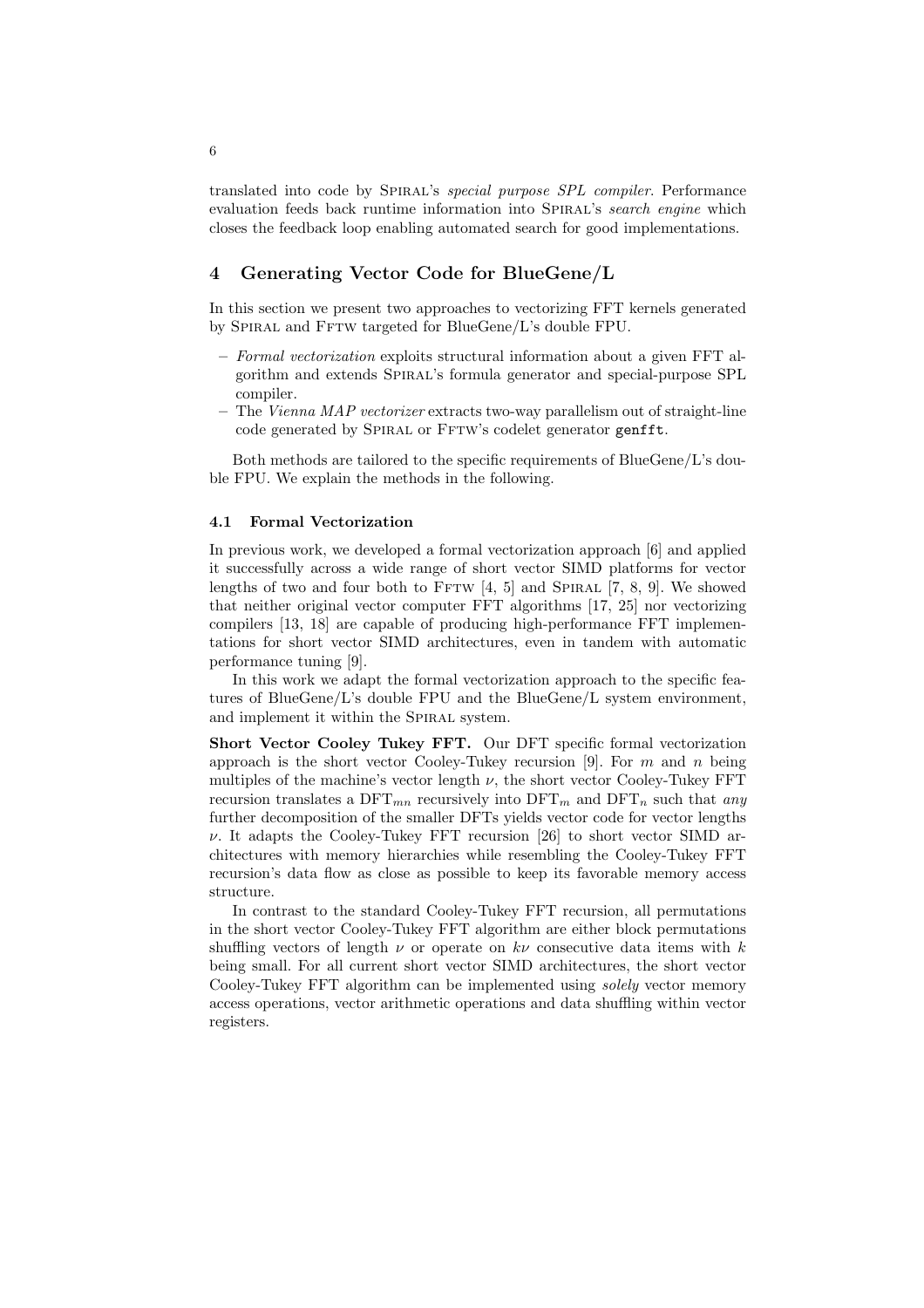translated into code by Spiral's *special purpose SPL compiler*. Performance evaluation feeds back runtime information into Spiral's *search engine* which closes the feedback loop enabling automated search for good implementations.

## 4 Generating Vector Code for BlueGene/L

In this section we present two approaches to vectorizing FFT kernels generated by Spiral and Fftw targeted for BlueGene/L's double FPU.

- *Formal vectorization* exploits structural information about a given FFT algorithm and extends Spiral's formula generator and special-purpose SPL compiler.
- The *Vienna MAP vectorizer* extracts two-way parallelism out of straight-line code generated by Spiral or Fftw's codelet generator `genfft`.

Both methods are tailored to the specific requirements of BlueGene/L's double FPU. We explain the methods in the following.

### 4.1 Formal Vectorization

In previous work, we developed a formal vectorization approach [6] and applied it successfully across a wide range of short vector SIMD platforms for vector lengths of two and four both to Fftw [4, 5] and Spiral [7, 8, 9]. We showed that neither original vector computer FFT algorithms [17, 25] nor vectorizing compilers [13, 18] are capable of producing high-performance FFT implementations for short vector SIMD architectures, even in tandem with automatic performance tuning [9].

In this work we adapt the formal vectorization approach to the specific features of BlueGene/L's double FPU and the BlueGene/L system environment, and implement it within the Spiral system.

**Short Vector Cooley Tukey FFT.** Our DFT specific formal vectorization approach is the short vector Cooley-Tukey recursion [9]. For $m$ and $n$ being multiples of the machine's vector length $\nu$, the short vector Cooley-Tukey FFT recursion translates a $\mathrm{DFT}_{mn}$ recursively into $\mathrm{DFT}_m$ and $\mathrm{DFT}_n$ such that *any* further decomposition of the smaller DFTs yields vector code for vector lengths $\nu$. It adapts the Cooley-Tukey FFT recursion [26] to short vector SIMD architectures with memory hierarchies while resembling the Cooley-Tukey FFT recursion's data flow as close as possible to keep its favorable memory access structure.

In contrast to the standard Cooley-Tukey FFT recursion, all permutations in the short vector Cooley-Tukey FFT algorithm are either block permutations shuffling vectors of length $\nu$ or operate on $k\nu$ consecutive data items with $k$ being small. For all current short vector SIMD architectures, the short vector Cooley-Tukey FFT algorithm can be implemented using *solely* vector memory access operations, vector arithmetic operations and data shuffling within vector registers.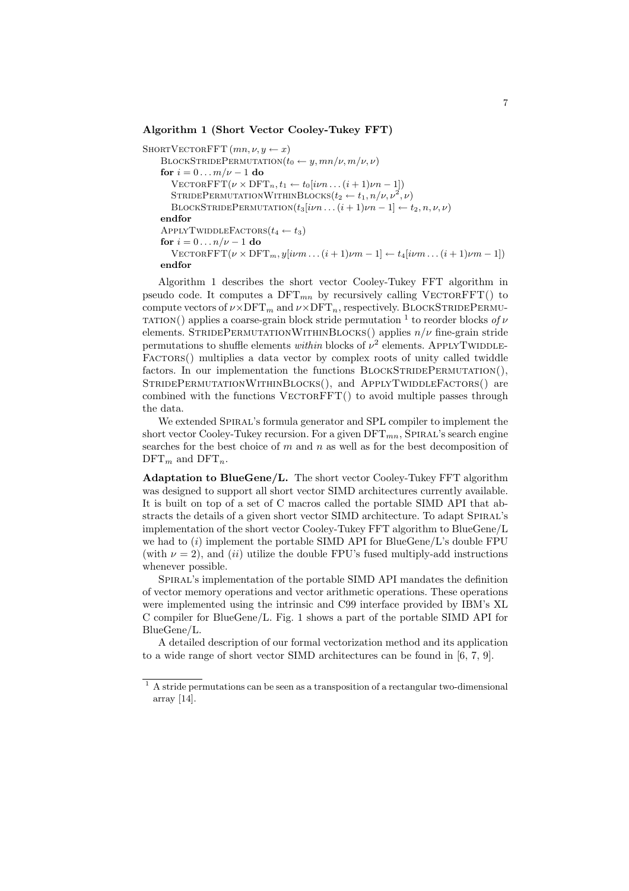**Algorithm 1 (Short Vector Cooley-Tukey FFT)**

ShortVectorFFT $(mn, \nu, y \leftarrow x)$
  BlockStridePermutation$(t_0 \leftarrow y, mn/\nu, m/\nu, \nu)$
  **for** $i = 0 \ldots m/\nu - 1$ **do**
    VectorFFT$(\nu \times \mathrm{DFT}_n, t_1 \leftarrow t_0[i\nu n \ldots (i+1)\nu n - 1])$
    StridePermutationWithinBlocks$(t_2 \leftarrow t_1, n/\nu, \nu^2, \nu)$
    BlockStridePermutation$(t_3[i\nu n \ldots (i+1)\nu n - 1] \leftarrow t_2, n, \nu, \nu)$
  **endfor**
  ApplyTwiddleFactors$(t_4 \leftarrow t_3)$
  **for** $i = 0 \ldots n/\nu - 1$ **do**
    VectorFFT$(\nu \times \mathrm{DFT}_m, y[i\nu m \ldots (i+1)\nu m - 1] \leftarrow t_4[i\nu m \ldots (i+1)\nu m - 1])$
  **endfor**

Algorithm 1 describes the short vector Cooley-Tukey FFT algorithm in pseudo code. It computes a $\mathrm{DFT}_{mn}$ by recursively calling VectorFFT() to compute vectors of $\nu \times \mathrm{DFT}_m$ and $\nu \times \mathrm{DFT}_n$, respectively. BlockStridePermutation() applies a coarse-grain block stride permutation [1] to reorder blocks *of* $\nu$ elements. StridePermutationWithinBlocks() applies $n/\nu$ fine-grain stride permutations to shuffle elements *within* blocks of $\nu^2$ elements. ApplyTwiddleFactors() multiplies a data vector by complex roots of unity called twiddle factors. In our implementation the functions BlockStridePermutation(), StridePermutationWithinBlocks(), and ApplyTwiddleFactors() are combined with the functions VectorFFT() to avoid multiple passes through the data.

We extended Spiral's formula generator and SPL compiler to implement the short vector Cooley-Tukey recursion. For a given $\mathrm{DFT}_{mn}$, Spiral's search engine searches for the best choice of $m$ and $n$ as well as for the best decomposition of $\mathrm{DFT}_m$ and $\mathrm{DFT}_n$.

**Adaptation to BlueGene/L.** The short vector Cooley-Tukey FFT algorithm was designed to support all short vector SIMD architectures currently available. It is built on top of a set of C macros called the portable SIMD API that abstracts the details of a given short vector SIMD architecture. To adapt Spiral's implementation of the short vector Cooley-Tukey FFT algorithm to BlueGene/L we had to (*i*) implement the portable SIMD API for BlueGene/L's double FPU (with $\nu = 2$), and (*ii*) utilize the double FPU's fused multiply-add instructions whenever possible.

Spiral's implementation of the portable SIMD API mandates the definition of vector memory operations and vector arithmetic operations. These operations were implemented using the intrinsic and C99 interface provided by IBM's XL C compiler for BlueGene/L. Fig. 1 shows a part of the portable SIMD API for BlueGene/L.

A detailed description of our formal vectorization method and its application to a wide range of short vector SIMD architectures can be found in [6, 7, 9].

---

[1] A stride permutations can be seen as a transposition of a rectangular two-dimensional array [14].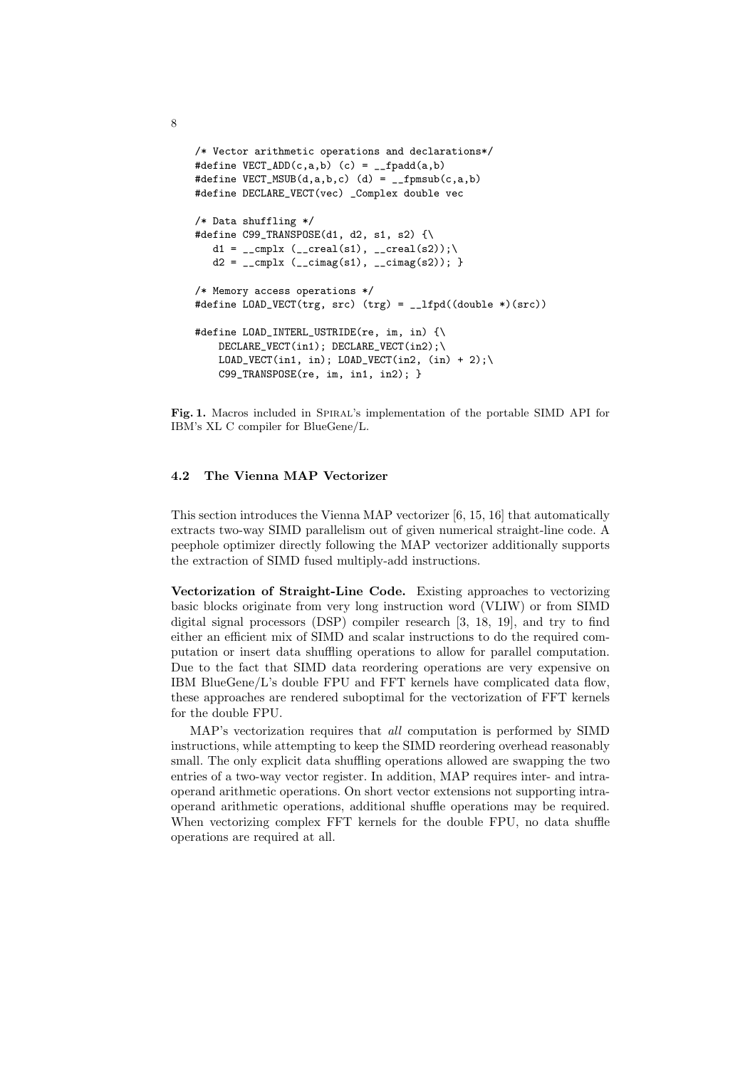```
/* Vector arithmetic operations and declarations*/
#define VECT_ADD(c,a,b) (c) = __fpadd(a,b)
#define VECT_MSUB(d,a,b,c) (d) = __fpmsub(c,a,b)
#define DECLARE_VECT(vec) _Complex double vec

/* Data shuffling */
#define C99_TRANSPOSE(d1, d2, s1, s2) {\
   d1 = __cmplx (__creal(s1), __creal(s2));\
   d2 = __cmplx (__cimag(s1), __cimag(s2)); }

/* Memory access operations */
#define LOAD_VECT(trg, src) (trg) = __lfpd((double *)(src))

#define LOAD_INTERL_USTRIDE(re, im, in) {\
    DECLARE_VECT(in1); DECLARE_VECT(in2);\
    LOAD_VECT(in1, in); LOAD_VECT(in2, (in) + 2);\
    C99_TRANSPOSE(re, im, in1, in2); }
```

**Fig. 1.** Macros included in Spiral's implementation of the portable SIMD API for IBM's XL C compiler for BlueGene/L.

### 4.2 The Vienna MAP Vectorizer

This section introduces the Vienna MAP vectorizer [6, 15, 16] that automatically extracts two-way SIMD parallelism out of given numerical straight-line code. A peephole optimizer directly following the MAP vectorizer additionally supports the extraction of SIMD fused multiply-add instructions.

**Vectorization of Straight-Line Code.** Existing approaches to vectorizing basic blocks originate from very long instruction word (VLIW) or from SIMD digital signal processors (DSP) compiler research [3, 18, 19], and try to find either an efficient mix of SIMD and scalar instructions to do the required computation or insert data shuffling operations to allow for parallel computation. Due to the fact that SIMD data reordering operations are very expensive on IBM BlueGene/L's double FPU and FFT kernels have complicated data flow, these approaches are rendered suboptimal for the vectorization of FFT kernels for the double FPU.

MAP's vectorization requires that *all* computation is performed by SIMD instructions, while attempting to keep the SIMD reordering overhead reasonably small. The only explicit data shuffling operations allowed are swapping the two entries of a two-way vector register. In addition, MAP requires inter- and intra-operand arithmetic operations. On short vector extensions not supporting intra-operand arithmetic operations, additional shuffle operations may be required. When vectorizing complex FFT kernels for the double FPU, no data shuffle operations are required at all.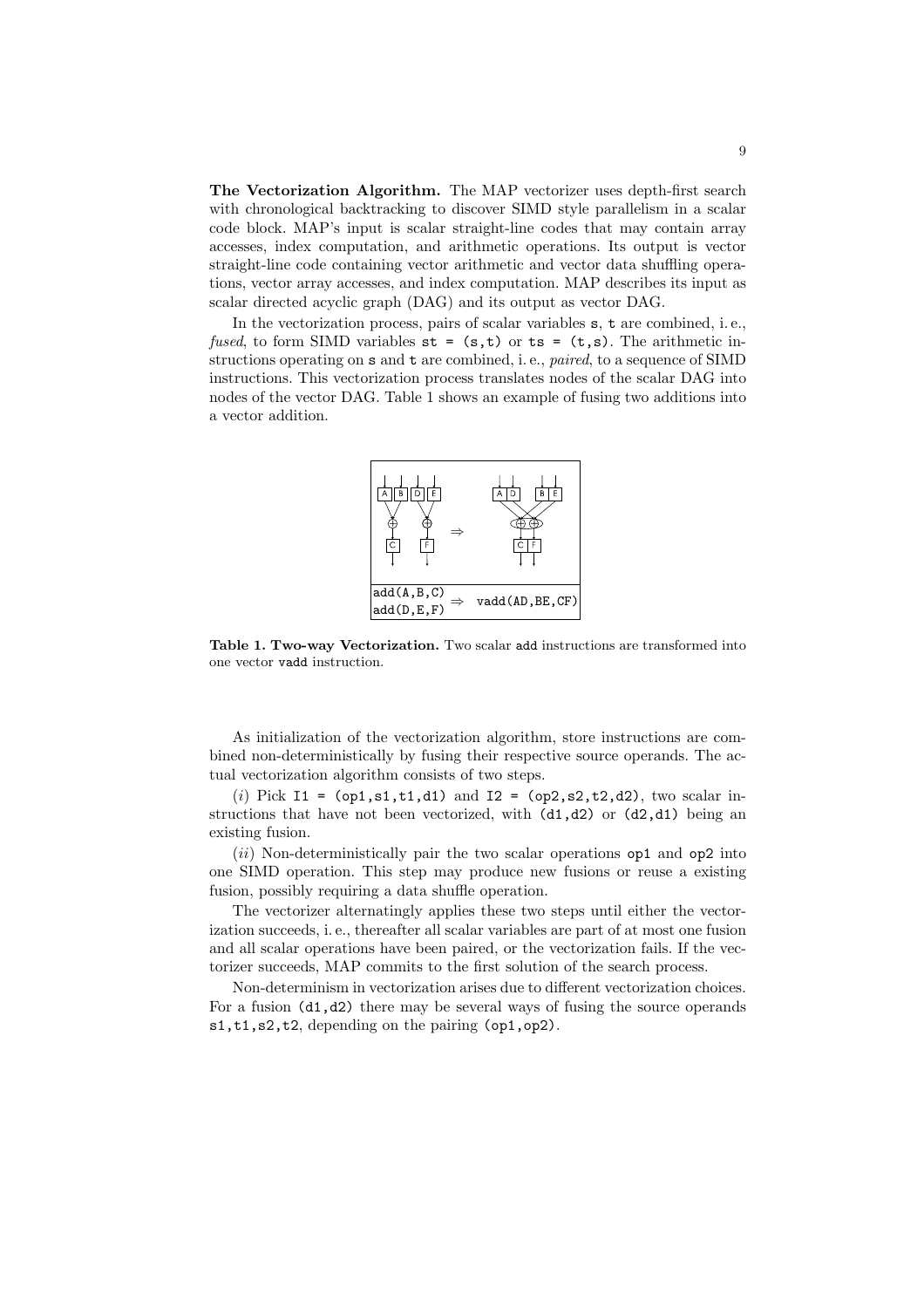**The Vectorization Algorithm.** The MAP vectorizer uses depth-first search with chronological backtracking to discover SIMD style parallelism in a scalar code block. MAP's input is scalar straight-line codes that may contain array accesses, index computation, and arithmetic operations. Its output is vector straight-line code containing vector arithmetic and vector data shuffling operations, vector array accesses, and index computation. MAP describes its input as scalar directed acyclic graph (DAG) and its output as vector DAG.

In the vectorization process, pairs of scalar variables `s`, `t` are combined, i. e., *fused*, to form SIMD variables `st = (s,t)` or `ts = (t,s)`. The arithmetic instructions operating on `s` and `t` are combined, i. e., *paired*, to a sequence of SIMD instructions. This vectorization process translates nodes of the scalar DAG into nodes of the vector DAG. Table 1 shows an example of fusing two additions into a vector addition.

| Scalar | ⇒ | Vector |
|---|---|---|
| `add(A,B,C)` `add(D,E,F)` | ⇒ | `vadd(AD,BE,CF)` |

**Table 1. Two-way Vectorization.** Two scalar `add` instructions are transformed into one vector `vadd` instruction.

As initialization of the vectorization algorithm, store instructions are combined non-deterministically by fusing their respective source operands. The actual vectorization algorithm consists of two steps.

(*i*) Pick `I1 = (op1,s1,t1,d1)` and `I2 = (op2,s2,t2,d2)`, two scalar instructions that have not been vectorized, with `(d1,d2)` or `(d2,d1)` being an existing fusion.

(*ii*) Non-deterministically pair the two scalar operations `op1` and `op2` into one SIMD operation. This step may produce new fusions or reuse a existing fusion, possibly requiring a data shuffle operation.

The vectorizer alternatingly applies these two steps until either the vectorization succeeds, i. e., thereafter all scalar variables are part of at most one fusion and all scalar operations have been paired, or the vectorization fails. If the vectorizer succeeds, MAP commits to the first solution of the search process.

Non-determinism in vectorization arises due to different vectorization choices. For a fusion `(d1,d2)` there may be several ways of fusing the source operands `s1,t1,s2,t2`, depending on the pairing `(op1,op2)`.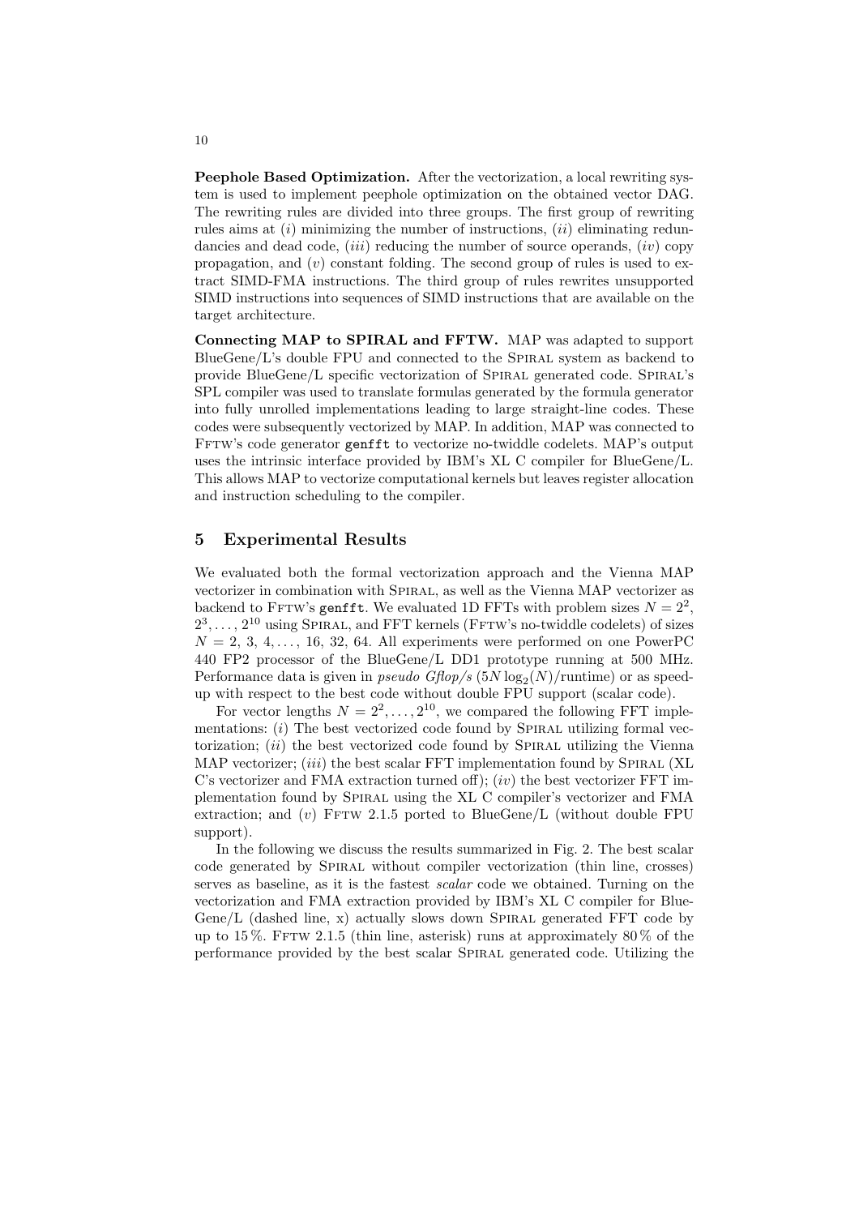**Peephole Based Optimization.** After the vectorization, a local rewriting system is used to implement peephole optimization on the obtained vector DAG. The rewriting rules are divided into three groups. The first group of rewriting rules aims at (*i*) minimizing the number of instructions, (*ii*) eliminating redundancies and dead code, (*iii*) reducing the number of source operands, (*iv*) copy propagation, and (*v*) constant folding. The second group of rules is used to extract SIMD-FMA instructions. The third group of rules rewrites unsupported SIMD instructions into sequences of SIMD instructions that are available on the target architecture.

**Connecting MAP to SPIRAL and FFTW.** MAP was adapted to support BlueGene/L's double FPU and connected to the Spiral system as backend to provide BlueGene/L specific vectorization of Spiral generated code. Spiral's SPL compiler was used to translate formulas generated by the formula generator into fully unrolled implementations leading to large straight-line codes. These codes were subsequently vectorized by MAP. In addition, MAP was connected to Fftw's code generator `genfft` to vectorize no-twiddle codelets. MAP's output uses the intrinsic interface provided by IBM's XL C compiler for BlueGene/L. This allows MAP to vectorize computational kernels but leaves register allocation and instruction scheduling to the compiler.

## 5 Experimental Results

We evaluated both the formal vectorization approach and the Vienna MAP vectorizer in combination with Spiral, as well as the Vienna MAP vectorizer as backend to Fftw's `genfft`. We evaluated 1D FFTs with problem sizes $N = 2^2$, $2^3, \ldots, 2^{10}$ using Spiral, and FFT kernels (Fftw's no-twiddle codelets) of sizes $N = 2, 3, 4, \ldots, 16, 32, 64$. All experiments were performed on one PowerPC 440 FP2 processor of the BlueGene/L DD1 prototype running at 500 MHz. Performance data is given in *pseudo Gflop/s* ($5N \log_2(N)$/runtime) or as speed-up with respect to the best code without double FPU support (scalar code).

For vector lengths $N = 2^2, \ldots, 2^{10}$, we compared the following FFT implementations: (*i*) The best vectorized code found by Spiral utilizing formal vectorization; (*ii*) the best vectorized code found by Spiral utilizing the Vienna MAP vectorizer; (*iii*) the best scalar FFT implementation found by Spiral (XL C's vectorizer and FMA extraction turned off); (*iv*) the best vectorizer FFT implementation found by Spiral using the XL C compiler's vectorizer and FMA extraction; and (*v*) Fftw 2.1.5 ported to BlueGene/L (without double FPU support).

In the following we discuss the results summarized in Fig. 2. The best scalar code generated by Spiral without compiler vectorization (thin line, crosses) serves as baseline, as it is the fastest *scalar* code we obtained. Turning on the vectorization and FMA extraction provided by IBM's XL C compiler for BlueGene/L (dashed line, x) actually slows down Spiral generated FFT code by up to 15 %. Fftw 2.1.5 (thin line, asterisk) runs at approximately 80 % of the performance provided by the best scalar Spiral generated code. Utilizing the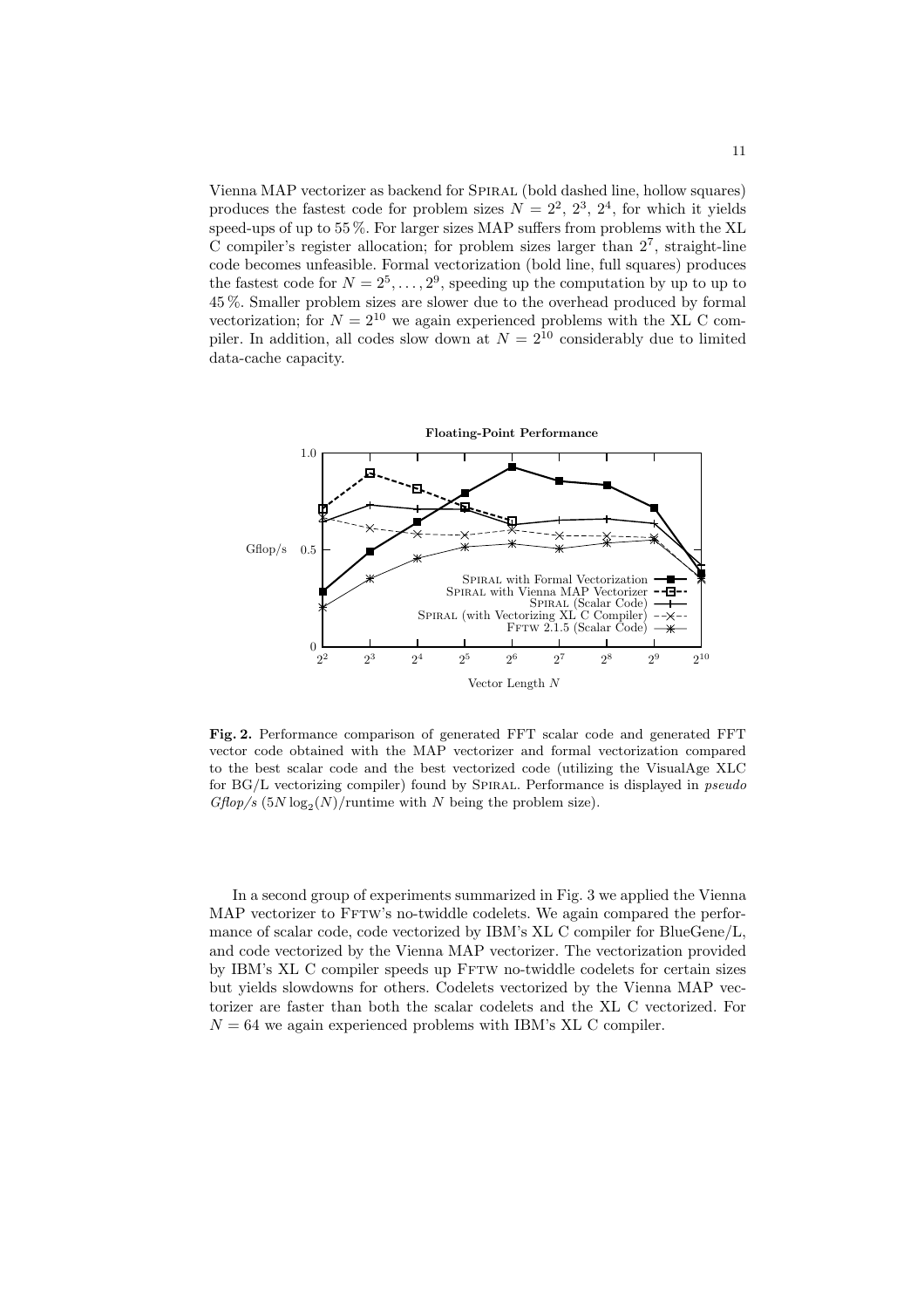Vienna MAP vectorizer as backend for SPIRAL (bold dashed line, hollow squares) produces the fastest code for problem sizes $N = 2^2, 2^3, 2^4$, for which it yields speed-ups of up to 55 %. For larger sizes MAP suffers from problems with the XL C compiler's register allocation; for problem sizes larger than $2^7$, straight-line code becomes unfeasible. Formal vectorization (bold line, full squares) produces the fastest code for $N = 2^5, \ldots, 2^9$, speeding up the computation by up to up to 45 %. Smaller problem sizes are slower due to the overhead produced by formal vectorization; for $N = 2^{10}$ we again experienced problems with the XL C compiler. In addition, all codes slow down at $N = 2^{10}$ considerably due to limited data-cache capacity.

**Fig. 2.** Performance comparison of generated FFT scalar code and generated FFT vector code obtained with the MAP vectorizer and formal vectorization compared to the best scalar code and the best vectorized code (utilizing the VisualAge XLC for BG/L vectorizing compiler) found by SPIRAL. Performance is displayed in *pseudo Gflop/s* ($5N \log_2(N)$/runtime with $N$ being the problem size).

In a second group of experiments summarized in Fig. 3 we applied the Vienna MAP vectorizer to FFTW's no-twiddle codelets. We again compared the performance of scalar code, code vectorized by IBM's XL C compiler for BlueGene/L, and code vectorized by the Vienna MAP vectorizer. The vectorization provided by IBM's XL C compiler speeds up FFTW no-twiddle codelets for certain sizes but yields slowdowns for others. Codelets vectorized by the Vienna MAP vectorizer are faster than both the scalar codelets and the XL C vectorized. For $N = 64$ we again experienced problems with IBM's XL C compiler.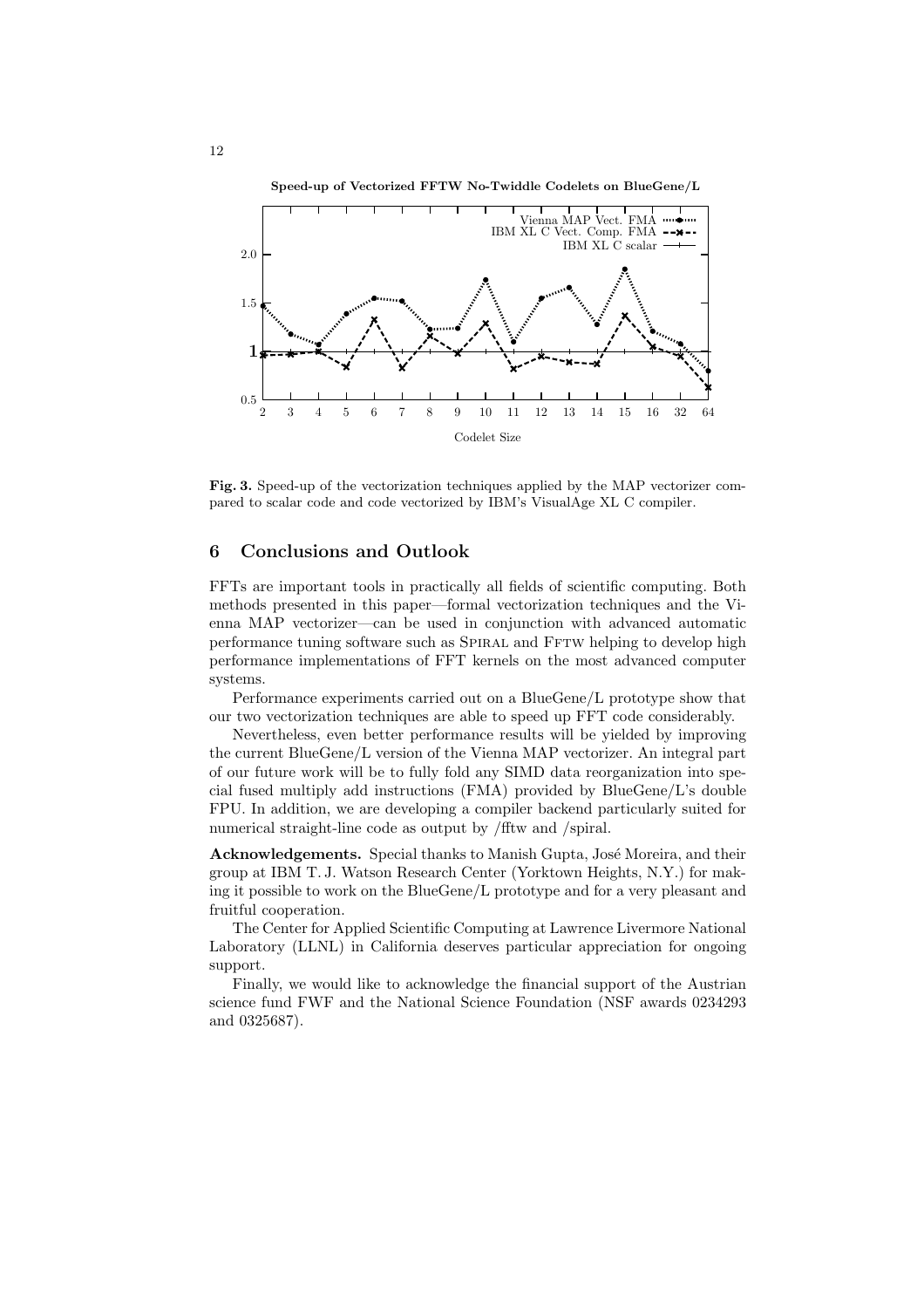**Fig. 3.** Speed-up of the vectorization techniques applied by the MAP vectorizer compared to scalar code and code vectorized by IBM's VisualAge XL C compiler.

## 6 Conclusions and Outlook

FFTs are important tools in practically all fields of scientific computing. Both methods presented in this paper—formal vectorization techniques and the Vienna MAP vectorizer—can be used in conjunction with advanced automatic performance tuning software such as SPIRAL and FFTW helping to develop high performance implementations of FFT kernels on the most advanced computer systems.

Performance experiments carried out on a BlueGene/L prototype show that our two vectorization techniques are able to speed up FFT code considerably.

Nevertheless, even better performance results will be yielded by improving the current BlueGene/L version of the Vienna MAP vectorizer. An integral part of our future work will be to fully fold any SIMD data reorganization into special fused multiply add instructions (FMA) provided by BlueGene/L's double FPU. In addition, we are developing a compiler backend particularly suited for numerical straight-line code as output by /fftw and /spiral.

**Acknowledgements.** Special thanks to Manish Gupta, José Moreira, and their group at IBM T. J. Watson Research Center (Yorktown Heights, N.Y.) for making it possible to work on the BlueGene/L prototype and for a very pleasant and fruitful cooperation.

The Center for Applied Scientific Computing at Lawrence Livermore National Laboratory (LLNL) in California deserves particular appreciation for ongoing support.

Finally, we would like to acknowledge the financial support of the Austrian science fund FWF and the National Science Foundation (NSF awards 0234293 and 0325687).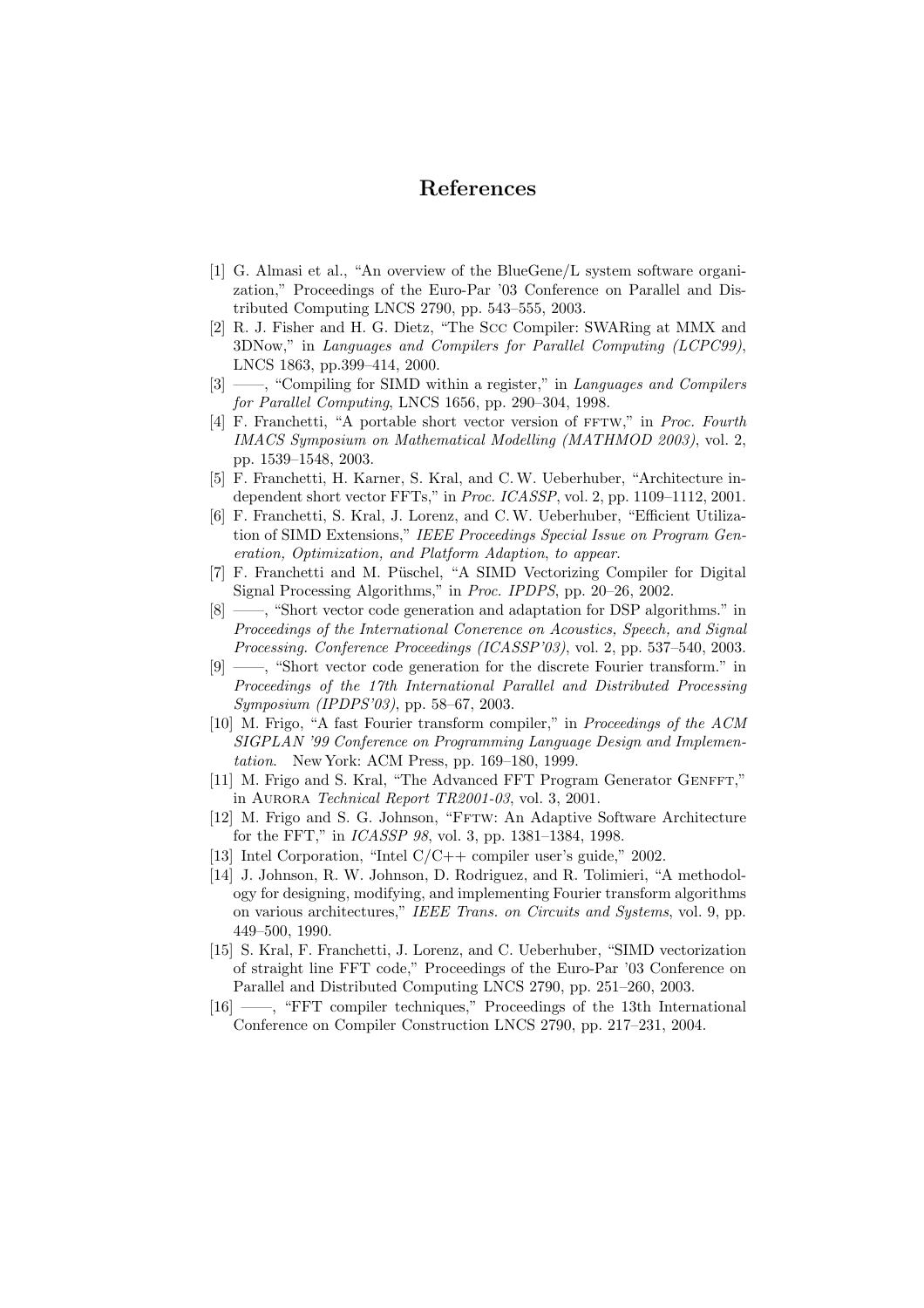# References

[1] G. Almasi et al., "An overview of the BlueGene/L system software organization," Proceedings of the Euro-Par '03 Conference on Parallel and Distributed Computing LNCS 2790, pp. 543–555, 2003.

[2] R. J. Fisher and H. G. Dietz, "The Scc Compiler: SWARing at MMX and 3DNow," in *Languages and Compilers for Parallel Computing (LCPC99)*, LNCS 1863, pp.399–414, 2000.

[3] ——, "Compiling for SIMD within a register," in *Languages and Compilers for Parallel Computing*, LNCS 1656, pp. 290–304, 1998.

[4] F. Franchetti, "A portable short vector version of FFTW," in *Proc. Fourth IMACS Symposium on Mathematical Modelling (MATHMOD 2003)*, vol. 2, pp. 1539–1548, 2003.

[5] F. Franchetti, H. Karner, S. Kral, and C. W. Ueberhuber, "Architecture independent short vector FFTs," in *Proc. ICASSP*, vol. 2, pp. 1109–1112, 2001.

[6] F. Franchetti, S. Kral, J. Lorenz, and C. W. Ueberhuber, "Efficient Utilization of SIMD Extensions," *IEEE Proceedings Special Issue on Program Generation, Optimization, and Platform Adaption, to appear.*

[7] F. Franchetti and M. Püschel, "A SIMD Vectorizing Compiler for Digital Signal Processing Algorithms," in *Proc. IPDPS*, pp. 20–26, 2002.

[8] ——, "Short vector code generation and adaptation for DSP algorithms." in *Proceedings of the International Conerence on Acoustics, Speech, and Signal Processing. Conference Proceedings (ICASSP'03)*, vol. 2, pp. 537–540, 2003.

[9] ——, "Short vector code generation for the discrete Fourier transform." in *Proceedings of the 17th International Parallel and Distributed Processing Symposium (IPDPS'03)*, pp. 58–67, 2003.

[10] M. Frigo, "A fast Fourier transform compiler," in *Proceedings of the ACM SIGPLAN '99 Conference on Programming Language Design and Implementation*. New York: ACM Press, pp. 169–180, 1999.

[11] M. Frigo and S. Kral, "The Advanced FFT Program Generator GENFFT," in AURORA *Technical Report TR2001-03*, vol. 3, 2001.

[12] M. Frigo and S. G. Johnson, "FFTW: An Adaptive Software Architecture for the FFT," in *ICASSP 98*, vol. 3, pp. 1381–1384, 1998.

[13] Intel Corporation, "Intel C/C++ compiler user's guide," 2002.

[14] J. Johnson, R. W. Johnson, D. Rodriguez, and R. Tolimieri, "A methodology for designing, modifying, and implementing Fourier transform algorithms on various architectures," *IEEE Trans. on Circuits and Systems*, vol. 9, pp. 449–500, 1990.

[15] S. Kral, F. Franchetti, J. Lorenz, and C. Ueberhuber, "SIMD vectorization of straight line FFT code," Proceedings of the Euro-Par '03 Conference on Parallel and Distributed Computing LNCS 2790, pp. 251–260, 2003.

[16] ——, "FFT compiler techniques," Proceedings of the 13th International Conference on Compiler Construction LNCS 2790, pp. 217–231, 2004.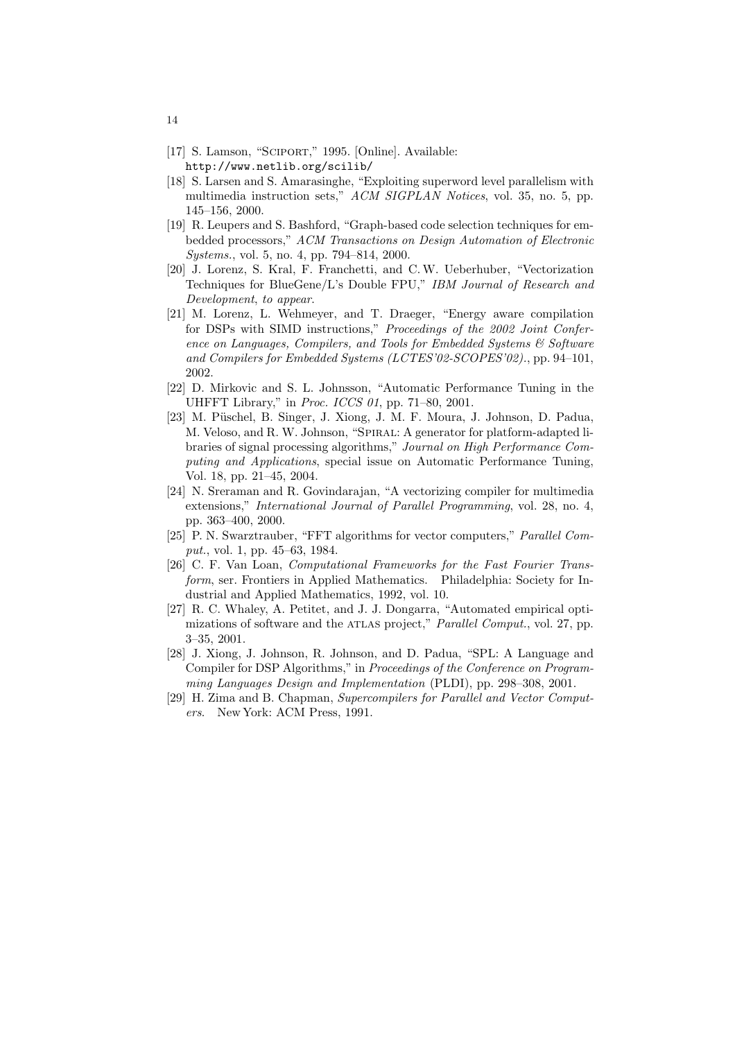[17] S. Lamson, "Sciport," 1995. [Online]. Available: http://www.netlib.org/scilib/

[18] S. Larsen and S. Amarasinghe, "Exploiting superword level parallelism with multimedia instruction sets," *ACM SIGPLAN Notices*, vol. 35, no. 5, pp. 145–156, 2000.

[19] R. Leupers and S. Bashford, "Graph-based code selection techniques for embedded processors," *ACM Transactions on Design Automation of Electronic Systems.*, vol. 5, no. 4, pp. 794–814, 2000.

[20] J. Lorenz, S. Kral, F. Franchetti, and C.W. Ueberhuber, "Vectorization Techniques for BlueGene/L's Double FPU," *IBM Journal of Research and Development*, *to appear.*

[21] M. Lorenz, L. Wehmeyer, and T. Draeger, "Energy aware compilation for DSPs with SIMD instructions," *Proceedings of the 2002 Joint Conference on Languages, Compilers, and Tools for Embedded Systems & Software and Compilers for Embedded Systems (LCTES'02-SCOPES'02).*, pp. 94–101, 2002.

[22] D. Mirkovic and S. L. Johnsson, "Automatic Performance Tuning in the UHFFT Library," in *Proc. ICCS 01*, pp. 71–80, 2001.

[23] M. Püschel, B. Singer, J. Xiong, J. M. F. Moura, J. Johnson, D. Padua, M. Veloso, and R. W. Johnson, "Spiral: A generator for platform-adapted libraries of signal processing algorithms," *Journal on High Performance Computing and Applications*, special issue on Automatic Performance Tuning, Vol. 18, pp. 21–45, 2004.

[24] N. Sreraman and R. Govindarajan, "A vectorizing compiler for multimedia extensions," *International Journal of Parallel Programming*, vol. 28, no. 4, pp. 363–400, 2000.

[25] P. N. Swarztrauber, "FFT algorithms for vector computers," *Parallel Comput.*, vol. 1, pp. 45–63, 1984.

[26] C. F. Van Loan, *Computational Frameworks for the Fast Fourier Transform*, ser. Frontiers in Applied Mathematics. Philadelphia: Society for Industrial and Applied Mathematics, 1992, vol. 10.

[27] R. C. Whaley, A. Petitet, and J. J. Dongarra, "Automated empirical optimizations of software and the atlas project," *Parallel Comput.*, vol. 27, pp. 3–35, 2001.

[28] J. Xiong, J. Johnson, R. Johnson, and D. Padua, "SPL: A Language and Compiler for DSP Algorithms," in *Proceedings of the Conference on Programming Languages Design and Implementation* (PLDI), pp. 298–308, 2001.

[29] H. Zima and B. Chapman, *Supercompilers for Parallel and Vector Computers.* New York: ACM Press, 1991.